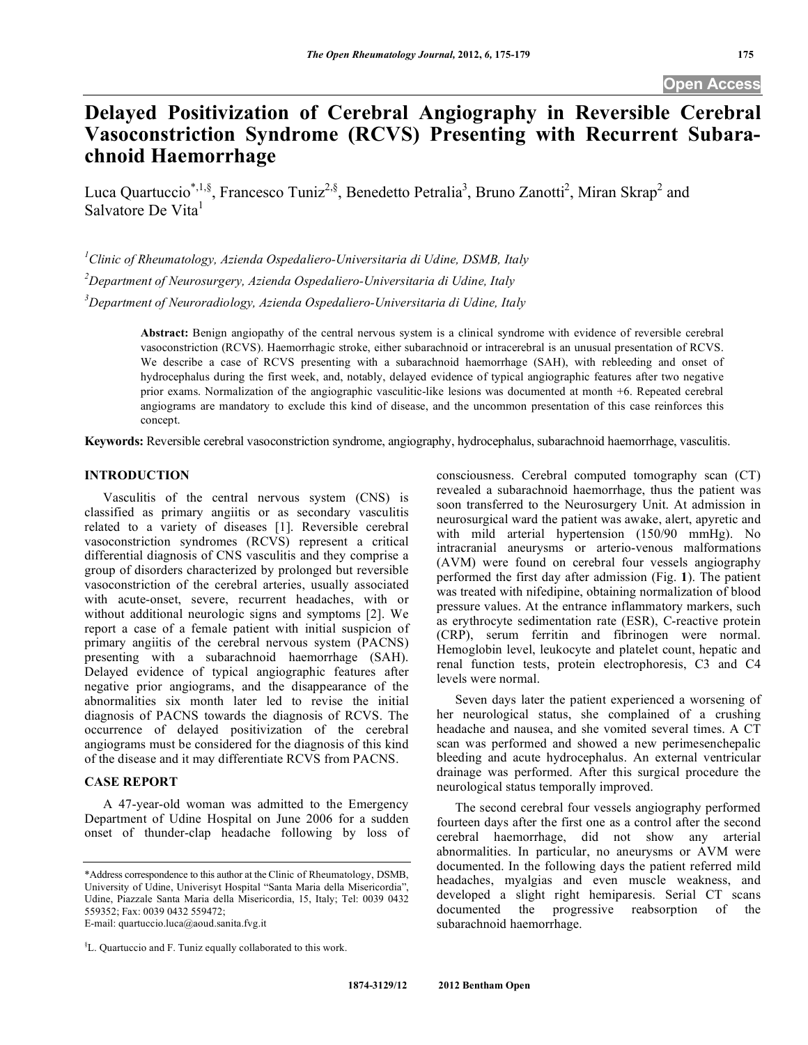# Delayed Positivization of Cerebral Angiography in Reversible Cerebral Vasoconstriction Syndrome (RCVS) Presenting with Recurrent Subarachnoid Haemorrhage

Luca Quartuccio[*,1,§], Francesco Tuniz[2,§], Benedetto Petralia[3], Bruno Zanotti[2], Miran Skrap[2] and Salvatore De Vita[1]

[1]*Clinic of Rheumatology, Azienda Ospedaliero-Universitaria di Udine, DSMB, Italy*

[2]*Department of Neurosurgery, Azienda Ospedaliero-Universitaria di Udine, Italy*

[3]*Department of Neuroradiology, Azienda Ospedaliero-Universitaria di Udine, Italy*

**Abstract:** Benign angiopathy of the central nervous system is a clinical syndrome with evidence of reversible cerebral vasoconstriction (RCVS). Haemorrhagic stroke, either subarachnoid or intracerebral is an unusual presentation of RCVS. We describe a case of RCVS presenting with a subarachnoid haemorrhage (SAH), with rebleeding and onset of hydrocephalus during the first week, and, notably, delayed evidence of typical angiographic features after two negative prior exams. Normalization of the angiographic vasculitic-like lesions was documented at month +6. Repeated cerebral angiograms are mandatory to exclude this kind of disease, and the uncommon presentation of this case reinforces this concept.

**Keywords:** Reversible cerebral vasoconstriction syndrome, angiography, hydrocephalus, subarachnoid haemorrhage, vasculitis.

## INTRODUCTION

Vasculitis of the central nervous system (CNS) is classified as primary angiitis or as secondary vasculitis related to a variety of diseases [1]. Reversible cerebral vasoconstriction syndromes (RCVS) represent a critical differential diagnosis of CNS vasculitis and they comprise a group of disorders characterized by prolonged but reversible vasoconstriction of the cerebral arteries, usually associated with acute-onset, severe, recurrent headaches, with or without additional neurologic signs and symptoms [2]. We report a case of a female patient with initial suspicion of primary angiitis of the cerebral nervous system (PACNS) presenting with a subarachnoid haemorrhage (SAH). Delayed evidence of typical angiographic features after negative prior angiograms, and the disappearance of the abnormalities six month later led to revise the initial diagnosis of PACNS towards the diagnosis of RCVS. The occurrence of delayed positivization of the cerebral angiograms must be considered for the diagnosis of this kind of the disease and it may differentiate RCVS from PACNS.

## CASE REPORT

A 47-year-old woman was admitted to the Emergency Department of Udine Hospital on June 2006 for a sudden onset of thunder-clap headache following by loss of consciousness. Cerebral computed tomography scan (CT) revealed a subarachnoid haemorrhage, thus the patient was soon transferred to the Neurosurgery Unit. At admission in neurosurgical ward the patient was awake, alert, apyretic and with mild arterial hypertension (150/90 mmHg). No intracranial aneurysms or arterio-venous malformations (AVM) were found on cerebral four vessels angiography performed the first day after admission (Fig. **1**). The patient was treated with nifedipine, obtaining normalization of blood pressure values. At the entrance inflammatory markers, such as erythrocyte sedimentation rate (ESR), C-reactive protein (CRP), serum ferritin and fibrinogen were normal. Hemoglobin level, leukocyte and platelet count, hepatic and renal function tests, protein electrophoresis, C3 and C4 levels were normal.

Seven days later the patient experienced a worsening of her neurological status, she complained of a crushing headache and nausea, and she vomited several times. A CT scan was performed and showed a new perimesenchepalic bleeding and acute hydrocephalus. An external ventricular drainage was performed. After this surgical procedure the neurological status temporally improved.

The second cerebral four vessels angiography performed fourteen days after the first one as a control after the second cerebral haemorrhage, did not show any arterial abnormalities. In particular, no aneurysms or AVM were documented. In the following days the patient referred mild headaches, myalgias and even muscle weakness, and developed a slight right hemiparesis. Serial CT scans documented the progressive reabsorption of the subarachnoid haemorrhage.

---

*Address correspondence to this author at the Clinic of Rheumatology, DSMB, University of Udine, Univerisyt Hospital "Santa Maria della Misericordia", Udine, Piazzale Santa Maria della Misericordia, 15, Italy; Tel: 0039 0432 559352; Fax: 0039 0432 559472;
E-mail: quartuccio.luca@aoud.sanita.fvg.it

§L. Quartuccio and F. Tuniz equally collaborated to this work.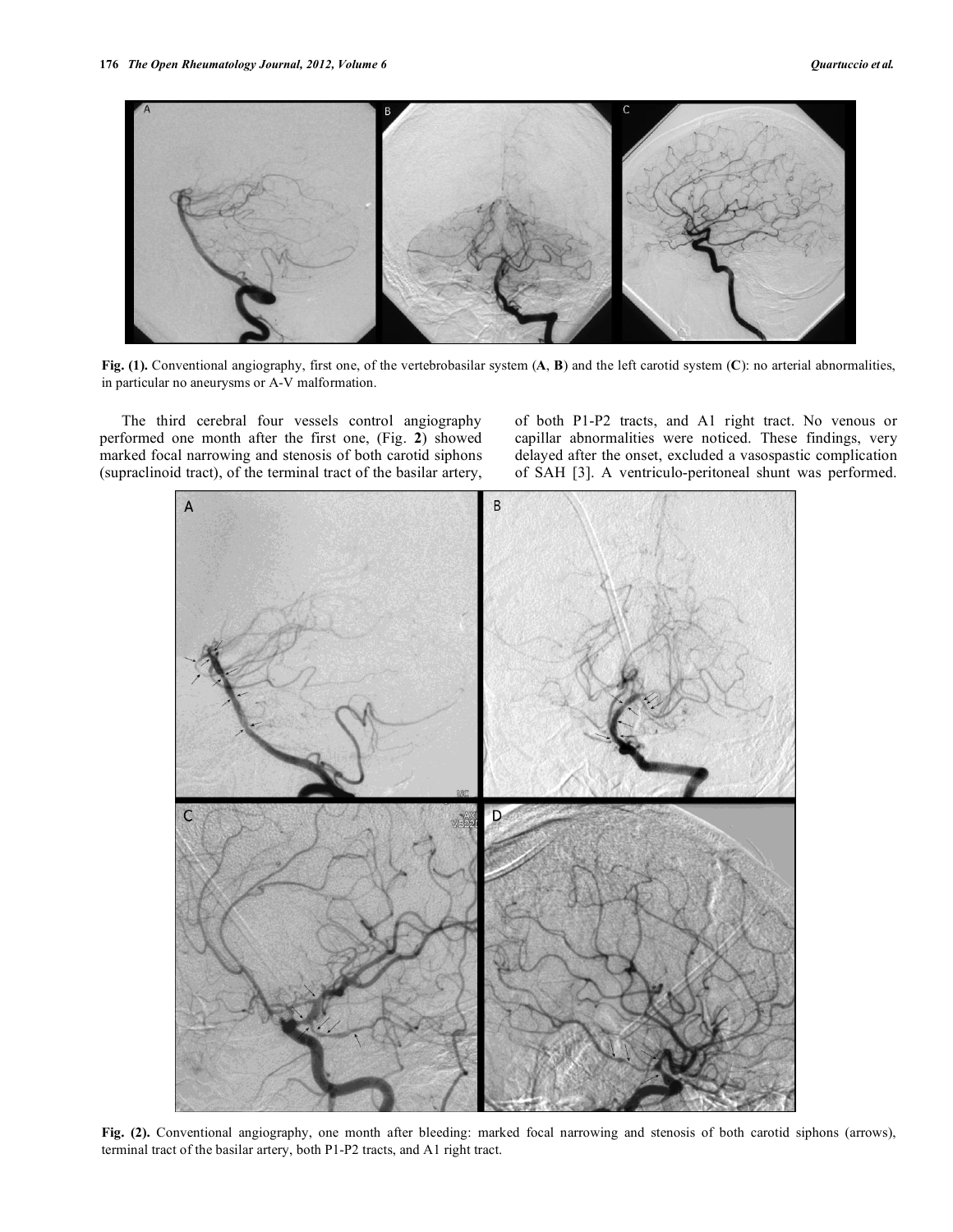Fig. (1). Conventional angiography, first one, of the vertebrobasilar system (A, B) and the left carotid system (C): no arterial abnormalities, in particular no aneurysms or A-V malformation.

The third cerebral four vessels control angiography performed one month after the first one, (Fig. 2) showed marked focal narrowing and stenosis of both carotid siphons (supraclinoid tract), of the terminal tract of the basilar artery, of both P1-P2 tracts, and A1 right tract. No venous or capillar abnormalities were noticed. These findings, very delayed after the onset, excluded a vasospastic complication of SAH [3]. A ventriculo-peritoneal shunt was performed.

Fig. (2). Conventional angiography, one month after bleeding: marked focal narrowing and stenosis of both carotid siphons (arrows), terminal tract of the basilar artery, both P1-P2 tracts, and A1 right tract.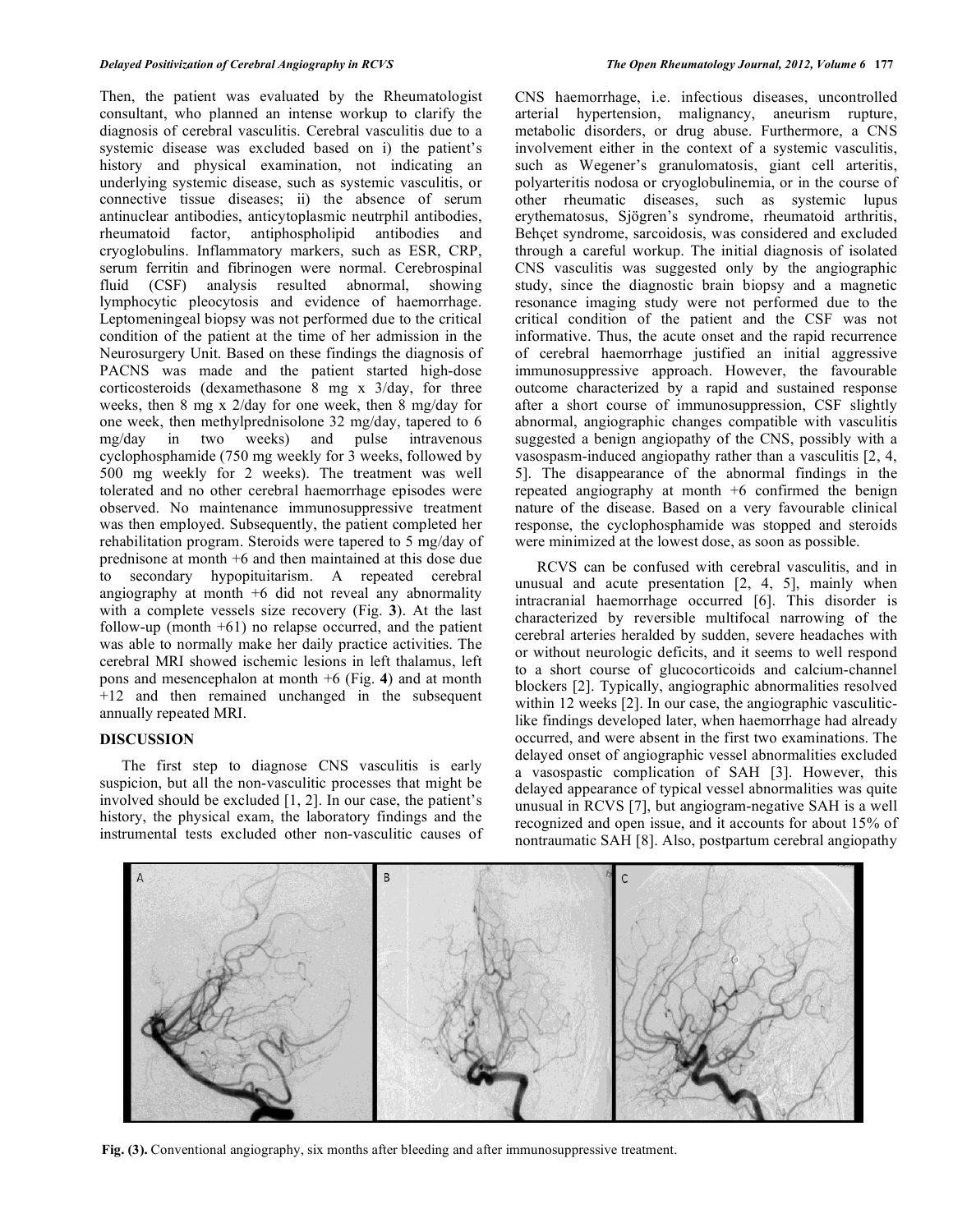Then, the patient was evaluated by the Rheumatologist consultant, who planned an intense workup to clarify the diagnosis of cerebral vasculitis. Cerebral vasculitis due to a systemic disease was excluded based on i) the patient's history and physical examination, not indicating an underlying systemic disease, such as systemic vasculitis, or connective tissue diseases; ii) the absence of serum antinuclear antibodies, anticytoplasmic neutrphil antibodies, rheumatoid factor, antiphospholipid antibodies and cryoglobulins. Inflammatory markers, such as ESR, CRP, serum ferritin and fibrinogen were normal. Cerebrospinal fluid (CSF) analysis resulted abnormal, showing lymphocytic pleocytosis and evidence of haemorrhage. Leptomeningeal biopsy was not performed due to the critical condition of the patient at the time of her admission in the Neurosurgery Unit. Based on these findings the diagnosis of PACNS was made and the patient started high-dose corticosteroids (dexamethasone 8 mg x 3/day, for three weeks, then 8 mg x 2/day for one week, then 8 mg/day for one week, then methylprednisolone 32 mg/day, tapered to 6 mg/day in two weeks) and pulse intravenous cyclophosphamide (750 mg weekly for 3 weeks, followed by 500 mg weekly for 2 weeks). The treatment was well tolerated and no other cerebral haemorrhage episodes were observed. No maintenance immunosuppressive treatment was then employed. Subsequently, the patient completed her rehabilitation program. Steroids were tapered to 5 mg/day of prednisone at month +6 and then maintained at this dose due to secondary hypopituitarism. A repeated cerebral angiography at month +6 did not reveal any abnormality with a complete vessels size recovery (Fig. **3**). At the last follow-up (month +61) no relapse occurred, and the patient was able to normally make her daily practice activities. The cerebral MRI showed ischemic lesions in left thalamus, left pons and mesencephalon at month +6 (Fig. **4**) and at month +12 and then remained unchanged in the subsequent annually repeated MRI.

## DISCUSSION

The first step to diagnose CNS vasculitis is early suspicion, but all the non-vasculitic processes that might be involved should be excluded [1, 2]. In our case, the patient's history, the physical exam, the laboratory findings and the instrumental tests excluded other non-vasculitic causes of CNS haemorrhage, i.e. infectious diseases, uncontrolled arterial hypertension, malignancy, aneurism rupture, metabolic disorders, or drug abuse. Furthermore, a CNS involvement either in the context of a systemic vasculitis, such as Wegener's granulomatosis, giant cell arteritis, polyarteritis nodosa or cryoglobulinemia, or in the course of other rheumatic diseases, such as systemic lupus erythematosus, Sjögren's syndrome, rheumatoid arthritis, Behçet syndrome, sarcoidosis, was considered and excluded through a careful workup. The initial diagnosis of isolated CNS vasculitis was suggested only by the angiographic study, since the diagnostic brain biopsy and a magnetic resonance imaging study were not performed due to the critical condition of the patient and the CSF was not informative. Thus, the acute onset and the rapid recurrence of cerebral haemorrhage justified an initial aggressive immunosuppressive approach. However, the favourable outcome characterized by a rapid and sustained response after a short course of immunosuppression, CSF slightly abnormal, angiographic changes compatible with vasculitis suggested a benign angiopathy of the CNS, possibly with a vasospasm-induced angiopathy rather than a vasculitis [2, 4, 5]. The disappearance of the abnormal findings in the repeated angiography at month +6 confirmed the benign nature of the disease. Based on a very favourable clinical response, the cyclophosphamide was stopped and steroids were minimized at the lowest dose, as soon as possible.

RCVS can be confused with cerebral vasculitis, and in unusual and acute presentation [2, 4, 5], mainly when intracranial haemorrhage occurred [6]. This disorder is characterized by reversible multifocal narrowing of the cerebral arteries heralded by sudden, severe headaches with or without neurologic deficits, and it seems to well respond to a short course of glucocorticoids and calcium-channel blockers [2]. Typically, angiographic abnormalities resolved within 12 weeks [2]. In our case, the angiographic vasculitic-like findings developed later, when haemorrhage had already occurred, and were absent in the first two examinations. The delayed onset of angiographic vessel abnormalities excluded a vasospastic complication of SAH [3]. However, this delayed appearance of typical vessel abnormalities was quite unusual in RCVS [7], but angiogram-negative SAH is a well recognized and open issue, and it accounts for about 15% of nontraumatic SAH [8]. Also, postpartum cerebral angiopathy

**Fig. (3).** Conventional angiography, six months after bleeding and after immunosuppressive treatment.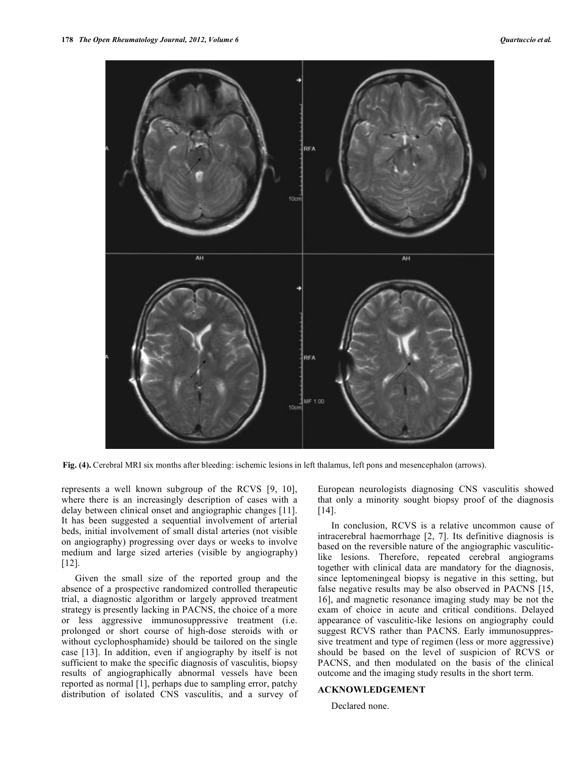Fig. (4). Cerebral MRI six months after bleeding: ischemic lesions in left thalamus, left pons and mesencephalon (arrows).

represents a well known subgroup of the RCVS [9, 10], where there is an increasingly description of cases with a delay between clinical onset and angiographic changes [11]. It has been suggested a sequential involvement of arterial beds, initial involvement of small distal arteries (not visible on angiography) progressing over days or weeks to involve medium and large sized arteries (visible by angiography) [12].

Given the small size of the reported group and the absence of a prospective randomized controlled therapeutic trial, a diagnostic algorithm or largely approved treatment strategy is presently lacking in PACNS, the choice of a more or less aggressive immunosuppressive treatment (i.e. prolonged or short course of high-dose steroids with or without cyclophosphamide) should be tailored on the single case [13]. In addition, even if angiography by itself is not sufficient to make the specific diagnosis of vasculitis, biopsy results of angiographically abnormal vessels have been reported as normal [1], perhaps due to sampling error, patchy distribution of isolated CNS vasculitis, and a survey of European neurologists diagnosing CNS vasculitis showed that only a minority sought biopsy proof of the diagnosis [14].

In conclusion, RCVS is a relative uncommon cause of intracerebral haemorrhage [2, 7]. Its definitive diagnosis is based on the reversible nature of the angiographic vasculitic-like lesions. Therefore, repeated cerebral angiograms together with clinical data are mandatory for the diagnosis, since leptomeningeal biopsy is negative in this setting, but false negative results may be also observed in PACNS [15, 16], and magnetic resonance imaging study may be not the exam of choice in acute and critical conditions. Delayed appearance of vasculitic-like lesions on angiography could suggest RCVS rather than PACNS. Early immunosuppressive treatment and type of regimen (less or more aggressive) should be based on the level of suspicion of RCVS or PACNS, and then modulated on the basis of the clinical outcome and the imaging study results in the short term.

## ACKNOWLEDGEMENT

Declared none.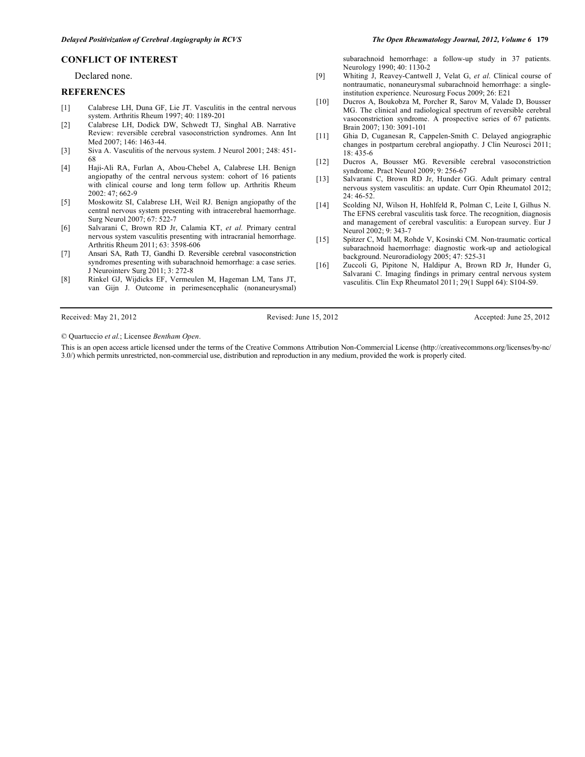## CONFLICT OF INTEREST

Declared none.

## REFERENCES

[1] Calabrese LH, Duna GF, Lie JT. Vasculitis in the central nervous system. Arthritis Rheum 1997; 40: 1189-201

[2] Calabrese LH, Dodick DW, Schwedt TJ, Singhal AB. Narrative Review: reversible cerebral vasoconstriction syndromes. Ann Int Med 2007; 146: 1463-44.

[3] Siva A. Vasculitis of the nervous system. J Neurol 2001; 248: 451-68

[4] Haji-Ali RA, Furlan A, Abou-Chebel A, Calabrese LH. Benign angiopathy of the central nervous system: cohort of 16 patients with clinical course and long term follow up. Arthritis Rheum 2002: 47; 662-9

[5] Moskowitz SI, Calabrese LH, Weil RJ. Benign angiopathy of the central nervous system presenting with intracerebral haemorrhage. Surg Neurol 2007; 67: 522-7

[6] Salvarani C, Brown RD Jr, Calamia KT, *et al*. Primary central nervous system vasculitis presenting with intracranial hemorrhage. Arthritis Rheum 2011; 63: 3598-606

[7] Ansari SA, Rath TJ, Gandhi D. Reversible cerebral vasoconstriction syndromes presenting with subarachnoid hemorrhage: a case series. J Neurointerv Surg 2011; 3: 272-8

[8] Rinkel GJ, Wijdicks EF, Vermeulen M, Hageman LM, Tans JT, van Gijn J. Outcome in perimesencephalic (nonaneurysmal) subarachnoid hemorrhage: a follow-up study in 37 patients. Neurology 1990; 40: 1130-2

[9] Whiting J, Reavey-Cantwell J, Velat G, *et al*. Clinical course of nontraumatic, nonaneurysmal subarachnoid hemorrhage: a single-institution experience. Neurosurg Focus 2009; 26: E21

[10] Ducros A, Boukobza M, Porcher R, Sarov M, Valade D, Bousser MG. The clinical and radiological spectrum of reversible cerebral vasoconstriction syndrome. A prospective series of 67 patients. Brain 2007; 130: 3091-101

[11] Ghia D, Cuganesan R, Cappelen-Smith C. Delayed angiographic changes in postpartum cerebral angiopathy. J Clin Neurosci 2011; 18: 435-6

[12] Ducros A, Bousser MG. Reversible cerebral vasoconstriction syndrome. Pract Neurol 2009; 9: 256-67

[13] Salvarani C, Brown RD Jr, Hunder GG. Adult primary central nervous system vasculitis: an update. Curr Opin Rheumatol 2012; 24: 46-52.

[14] Scolding NJ, Wilson H, Hohlfeld R, Polman C, Leite I, Gilhus N. The EFNS cerebral vasculitis task force. The recognition, diagnosis and management of cerebral vasculitis: a European survey. Eur J Neurol 2002; 9: 343-7

[15] Spitzer C, Mull M, Rohde V, Kosinski CM. Non-traumatic cortical subarachnoid haemorrhage: diagnostic work-up and aetiological background. Neuroradiology 2005; 47: 525-31

[16] Zuccoli G, Pipitone N, Haldipur A, Brown RD Jr, Hunder G, Salvarani C. Imaging findings in primary central nervous system vasculitis. Clin Exp Rheumatol 2011; 29(1 Suppl 64): S104-S9.

Received: May 21, 2012 Revised: June 15, 2012 Accepted: June 25, 2012

© Quartuccio *et al.*; Licensee *Bentham Open*.

This is an open access article licensed under the terms of the Creative Commons Attribution Non-Commercial License (http://creativecommons.org/licenses/by-nc/3.0/) which permits unrestricted, non-commercial use, distribution and reproduction in any medium, provided the work is properly cited.